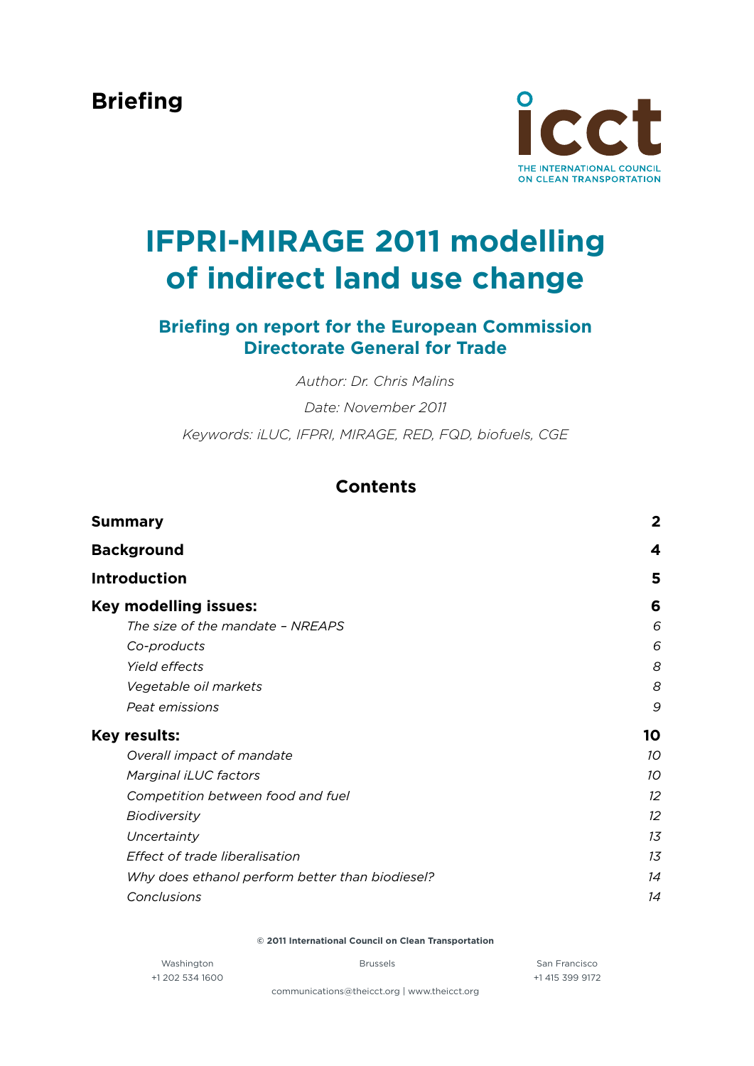**Briefing**

THE INTERNATIONAL COUNCIL ON CLEAN TRANSPORTATION

# IFPRI-MIRAGE 2011 modelling of indirect land use change

## Briefing on report for the European Commission Directorate General for Trade

*Author: Dr. Chris Malins*

*Date: November 2011*

*Keywords: iLUC, IFPRI, MIRAGE, RED, FQD, biofuels, CGE*

## Contents

| | |
|---|---|
| **Summary** | **2** |
| **Background** | **4** |
| **Introduction** | **5** |
| **Key modelling issues:** | **6** |
| *The size of the mandate – NREAPS* | *6* |
| *Co-products* | *6* |
| *Yield effects* | *8* |
| *Vegetable oil markets* | *8* |
| *Peat emissions* | *9* |
| **Key results:** | **10** |
| *Overall impact of mandate* | *10* |
| *Marginal iLUC factors* | *10* |
| *Competition between food and fuel* | *12* |
| *Biodiversity* | *12* |
| *Uncertainty* | *13* |
| *Effect of trade liberalisation* | *13* |
| *Why does ethanol perform better than biodiesel?* | *14* |
| *Conclusions* | *14* |

**© 2011 International Council on Clean Transportation**

Washington
+1 202 534 1600

Brussels

San Francisco
+1 415 399 9172

communications@theicct.org | www.theicct.org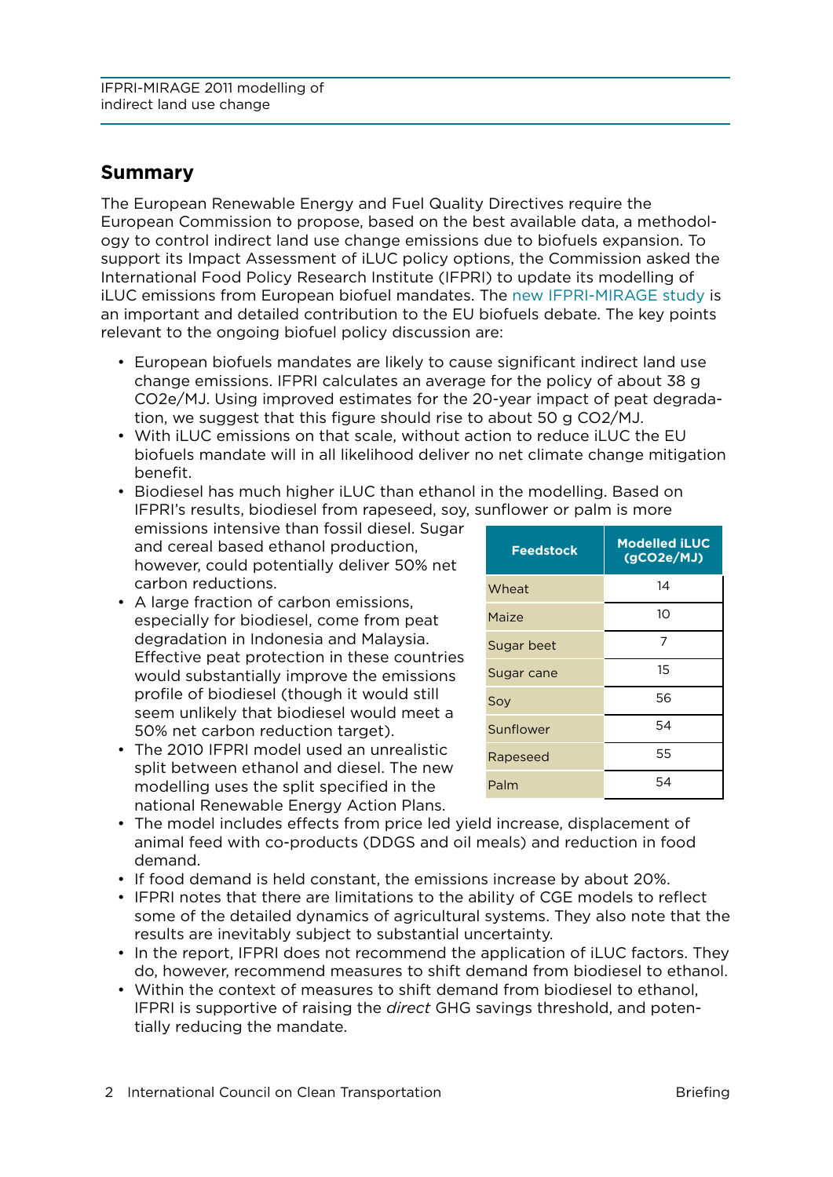## Summary

The European Renewable Energy and Fuel Quality Directives require the European Commission to propose, based on the best available data, a methodology to control indirect land use change emissions due to biofuels expansion. To support its Impact Assessment of iLUC policy options, the Commission asked the International Food Policy Research Institute (IFPRI) to update its modelling of iLUC emissions from European biofuel mandates. The new IFPRI-MIRAGE study is an important and detailed contribution to the EU biofuels debate. The key points relevant to the ongoing biofuel policy discussion are:

- European biofuels mandates are likely to cause significant indirect land use change emissions. IFPRI calculates an average for the policy of about 38 g $CO_2e$/MJ. Using improved estimates for the 20-year impact of peat degradation, we suggest that this figure should rise to about 50 g $CO_2$/MJ.
- With iLUC emissions on that scale, without action to reduce iLUC the EU biofuels mandate will in all likelihood deliver no net climate change mitigation benefit.
- Biodiesel has much higher iLUC than ethanol in the modelling. Based on IFPRI's results, biodiesel from rapeseed, soy, sunflower or palm is more emissions intensive than fossil diesel. Sugar and cereal based ethanol production, however, could potentially deliver 50% net carbon reductions.
- A large fraction of carbon emissions, especially for biodiesel, come from peat degradation in Indonesia and Malaysia. Effective peat protection in these countries would substantially improve the emissions profile of biodiesel (though it would still seem unlikely that biodiesel would meet a 50% net carbon reduction target).
- The 2010 IFPRI model used an unrealistic split between ethanol and diesel. The new modelling uses the split specified in the national Renewable Energy Action Plans.
- The model includes effects from price led yield increase, displacement of animal feed with co-products (DDGS and oil meals) and reduction in food demand.
- If food demand is held constant, the emissions increase by about 20%.
- IFPRI notes that there are limitations to the ability of CGE models to reflect some of the detailed dynamics of agricultural systems. They also note that the results are inevitably subject to substantial uncertainty.
- In the report, IFPRI does not recommend the application of iLUC factors. They do, however, recommend measures to shift demand from biodiesel to ethanol.
- Within the context of measures to shift demand from biodiesel to ethanol, IFPRI is supportive of raising the *direct* GHG savings threshold, and potentially reducing the mandate.

| Feedstock | Modelled iLUC ($gCO_2e$/MJ) |
|---|---|
| Wheat | 14 |
| Maize | 10 |
| Sugar beet | 7 |
| Sugar cane | 15 |
| Soy | 56 |
| Sunflower | 54 |
| Rapeseed | 55 |
| Palm | 54 |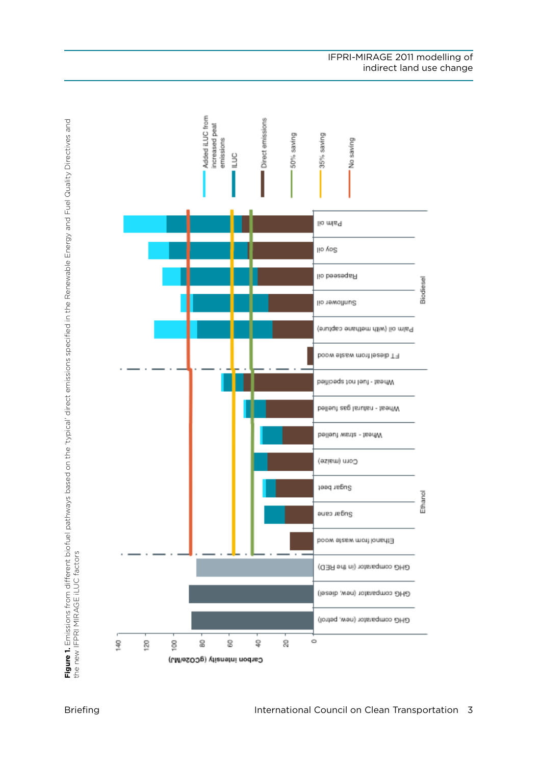**Figure 1.** Emissions from different biofuel pathways based on the 'typical' direct emissions specified in the Renewable Energy and Fuel Quality Directives and the new IFPRI MIRAGE iLUC factors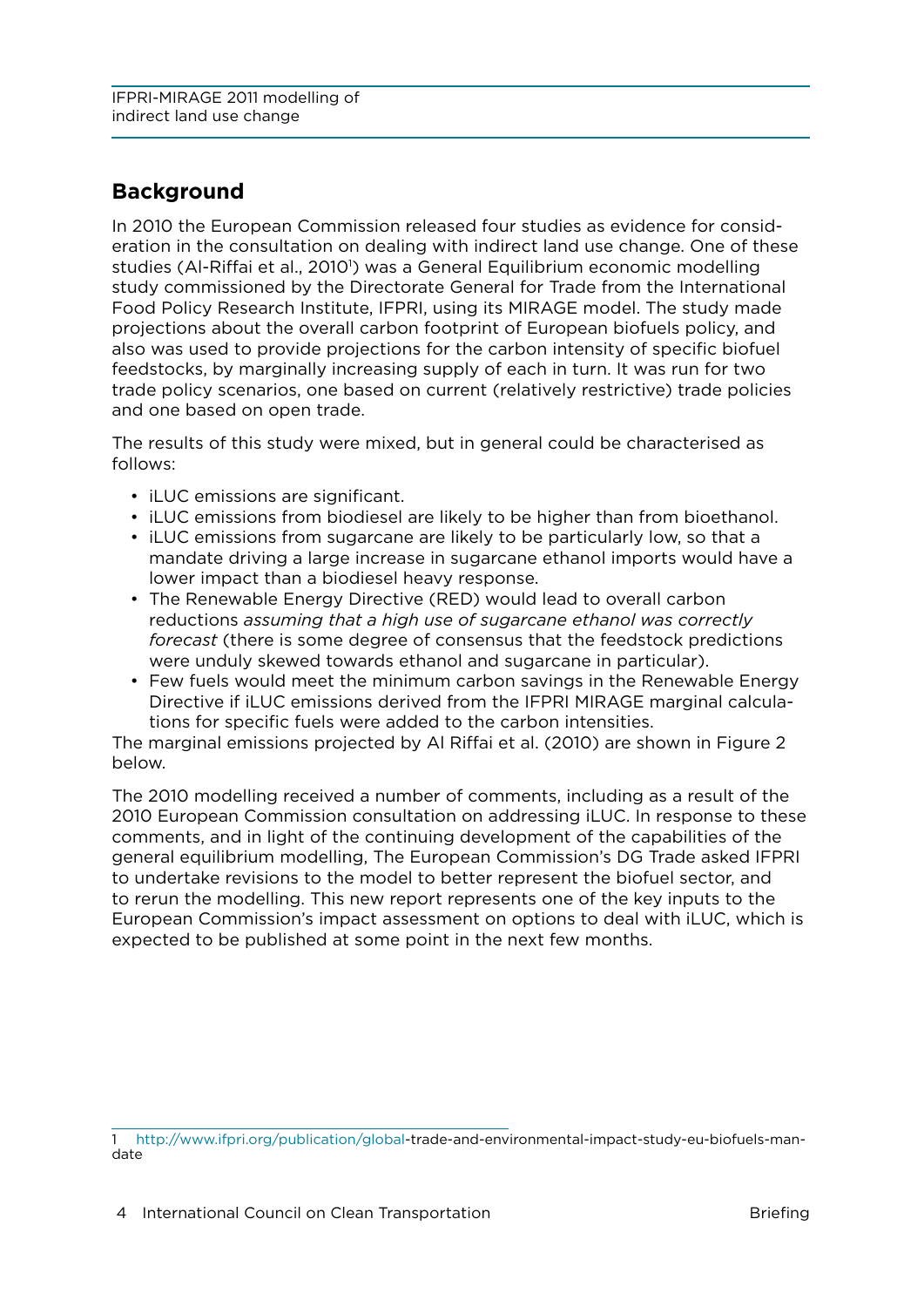## Background

In 2010 the European Commission released four studies as evidence for consideration in the consultation on dealing with indirect land use change. One of these studies (Al-Riffai et al., 2010[1]) was a General Equilibrium economic modelling study commissioned by the Directorate General for Trade from the International Food Policy Research Institute, IFPRI, using its MIRAGE model. The study made projections about the overall carbon footprint of European biofuels policy, and also was used to provide projections for the carbon intensity of specific biofuel feedstocks, by marginally increasing supply of each in turn. It was run for two trade policy scenarios, one based on current (relatively restrictive) trade policies and one based on open trade.

The results of this study were mixed, but in general could be characterised as follows:

- iLUC emissions are significant.
- iLUC emissions from biodiesel are likely to be higher than from bioethanol.
- iLUC emissions from sugarcane are likely to be particularly low, so that a mandate driving a large increase in sugarcane ethanol imports would have a lower impact than a biodiesel heavy response.
- The Renewable Energy Directive (RED) would lead to overall carbon reductions *assuming that a high use of sugarcane ethanol was correctly forecast* (there is some degree of consensus that the feedstock predictions were unduly skewed towards ethanol and sugarcane in particular).
- Few fuels would meet the minimum carbon savings in the Renewable Energy Directive if iLUC emissions derived from the IFPRI MIRAGE marginal calculations for specific fuels were added to the carbon intensities.

The marginal emissions projected by Al Riffai et al. (2010) are shown in Figure 2 below.

The 2010 modelling received a number of comments, including as a result of the 2010 European Commission consultation on addressing iLUC. In response to these comments, and in light of the continuing development of the capabilities of the general equilibrium modelling, The European Commission's DG Trade asked IFPRI to undertake revisions to the model to better represent the biofuel sector, and to rerun the modelling. This new report represents one of the key inputs to the European Commission's impact assessment on options to deal with iLUC, which is expected to be published at some point in the next few months.

1 http://www.ifpri.org/publication/global-trade-and-environmental-impact-study-eu-biofuels-mandate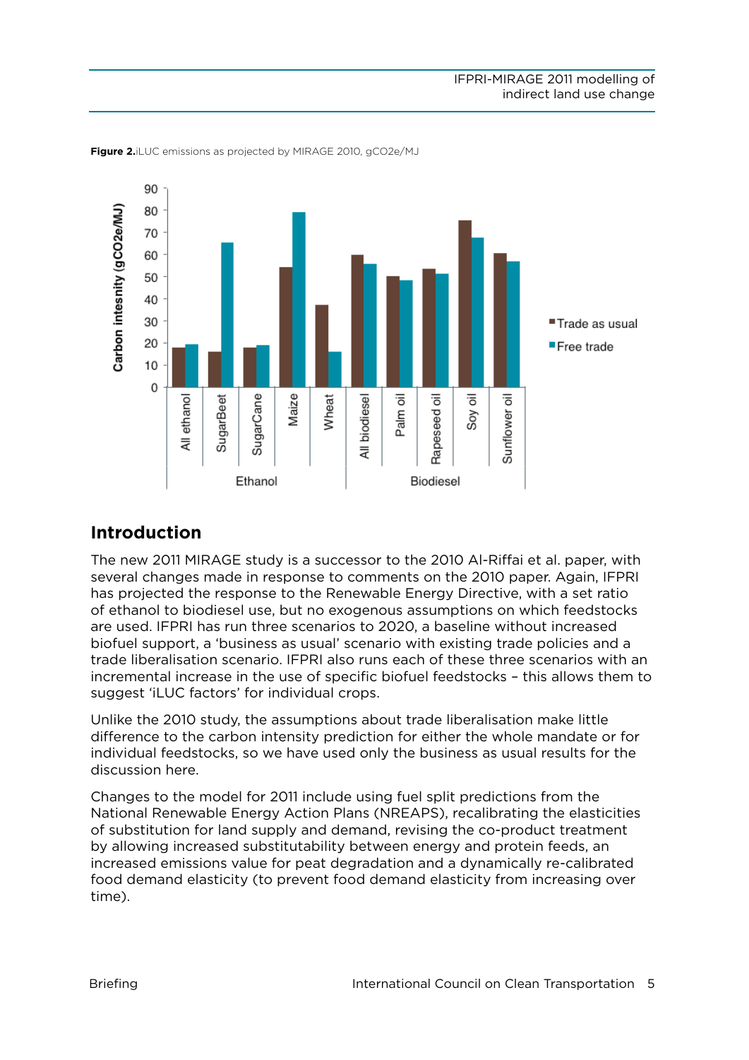**Figure 2.** iLUC emissions as projected by MIRAGE 2010, gCO2e/MJ

## Introduction

The new 2011 MIRAGE study is a successor to the 2010 Al-Riffai et al. paper, with several changes made in response to comments on the 2010 paper. Again, IFPRI has projected the response to the Renewable Energy Directive, with a set ratio of ethanol to biodiesel use, but no exogenous assumptions on which feedstocks are used. IFPRI has run three scenarios to 2020, a baseline without increased biofuel support, a 'business as usual' scenario with existing trade policies and a trade liberalisation scenario. IFPRI also runs each of these three scenarios with an incremental increase in the use of specific biofuel feedstocks – this allows them to suggest 'iLUC factors' for individual crops.

Unlike the 2010 study, the assumptions about trade liberalisation make little difference to the carbon intensity prediction for either the whole mandate or for individual feedstocks, so we have used only the business as usual results for the discussion here.

Changes to the model for 2011 include using fuel split predictions from the National Renewable Energy Action Plans (NREAPS), recalibrating the elasticities of substitution for land supply and demand, revising the co-product treatment by allowing increased substitutability between energy and protein feeds, an increased emissions value for peat degradation and a dynamically re-calibrated food demand elasticity (to prevent food demand elasticity from increasing over time).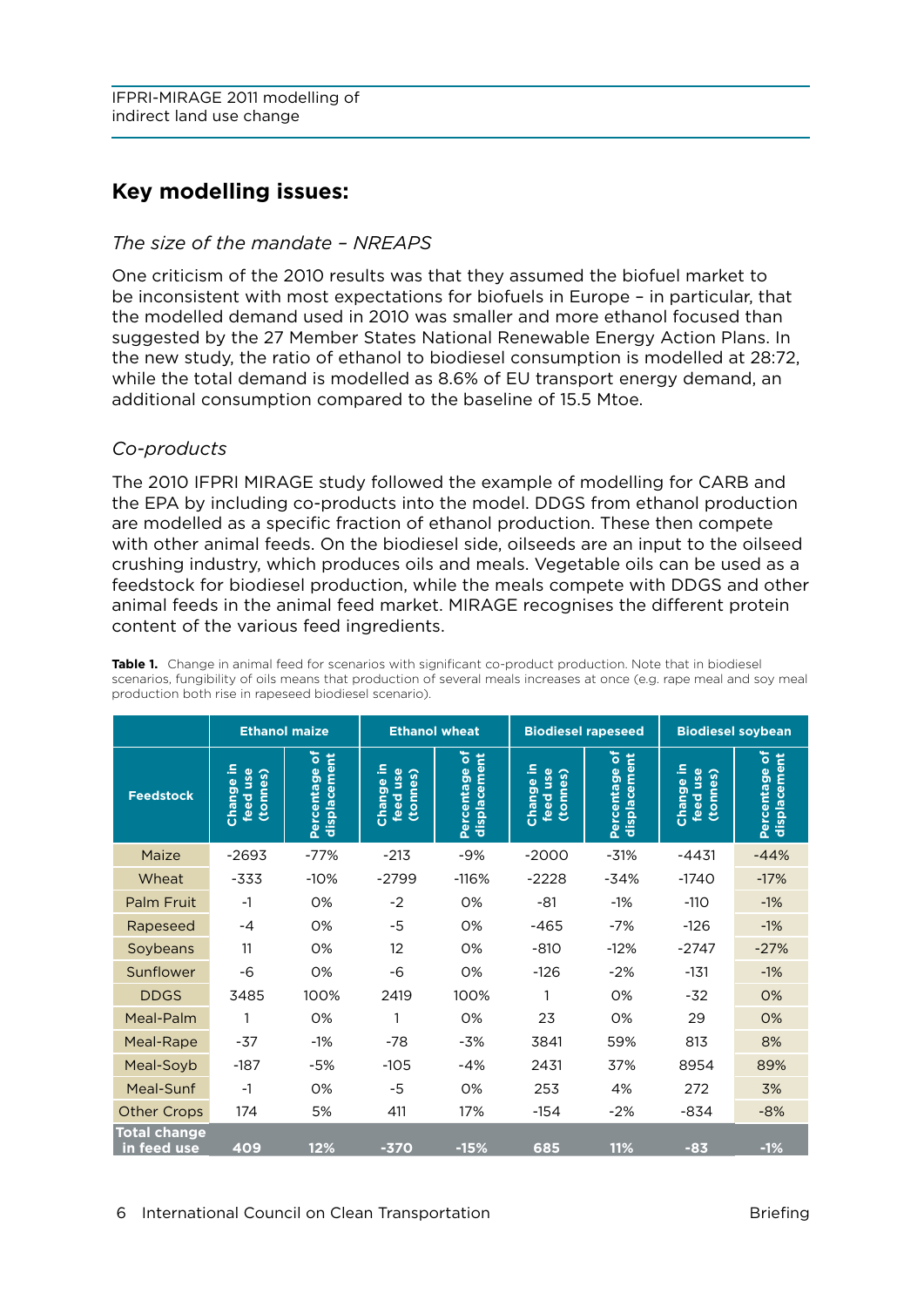## Key modelling issues:

*The size of the mandate – NREAPS*

One criticism of the 2010 results was that they assumed the biofuel market to be inconsistent with most expectations for biofuels in Europe – in particular, that the modelled demand used in 2010 was smaller and more ethanol focused than suggested by the 27 Member States National Renewable Energy Action Plans. In the new study, the ratio of ethanol to biodiesel consumption is modelled at 28:72, while the total demand is modelled as 8.6% of EU transport energy demand, an additional consumption compared to the baseline of 15.5 Mtoe.

*Co-products*

The 2010 IFPRI MIRAGE study followed the example of modelling for CARB and the EPA by including co-products into the model. DDGS from ethanol production are modelled as a specific fraction of ethanol production. These then compete with other animal feeds. On the biodiesel side, oilseeds are an input to the oilseed crushing industry, which produces oils and meals. Vegetable oils can be used as a feedstock for biodiesel production, while the meals compete with DDGS and other animal feeds in the animal feed market. MIRAGE recognises the different protein content of the various feed ingredients.

**Table 1.** Change in animal feed for scenarios with significant co-product production. Note that in biodiesel scenarios, fungibility of oils means that production of several meals increases at once (e.g. rape meal and soy meal production both rise in rapeseed biodiesel scenario).

| | Ethanol maize | | Ethanol wheat | | Biodiesel rapeseed | | Biodiesel soybean | |
|---|---|---|---|---|---|---|---|---|
| Feedstock | Change in feed use (tonnes) | Percentage of displacement | Change in feed use (tonnes) | Percentage of displacement | Change in feed use (tonnes) | Percentage of displacement | Change in feed use (tonnes) | Percentage of displacement |
| Maize | -2693 | -77% | -213 | -9% | -2000 | -31% | -4431 | -44% |
| Wheat | -333 | -10% | -2799 | -116% | -2228 | -34% | -1740 | -17% |
| Palm Fruit | -1 | 0% | -2 | 0% | -81 | -1% | -110 | -1% |
| Rapeseed | -4 | 0% | -5 | 0% | -465 | -7% | -126 | -1% |
| Soybeans | 11 | 0% | 12 | 0% | -810 | -12% | -2747 | -27% |
| Sunflower | -6 | 0% | -6 | 0% | -126 | -2% | -131 | -1% |
| DDGS | 3485 | 100% | 2419 | 100% | 1 | 0% | -32 | 0% |
| Meal-Palm | 1 | 0% | 1 | 0% | 23 | 0% | 29 | 0% |
| Meal-Rape | -37 | -1% | -78 | -3% | 3841 | 59% | 813 | 8% |
| Meal-Soyb | -187 | -5% | -105 | -4% | 2431 | 37% | 8954 | 89% |
| Meal-Sunf | -1 | 0% | -5 | 0% | 253 | 4% | 272 | 3% |
| Other Crops | 174 | 5% | 411 | 17% | -154 | -2% | -834 | -8% |
| **Total change in feed use** | **409** | **12%** | **-370** | **-15%** | **685** | **11%** | **-83** | **-1%** |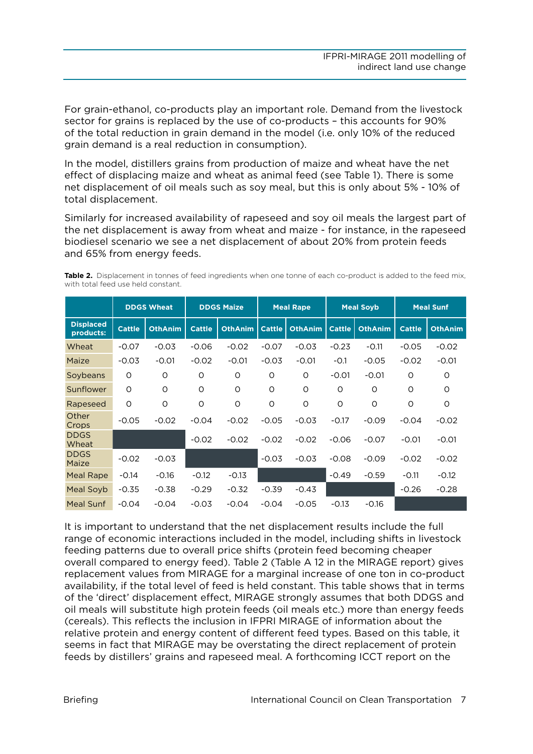For grain-ethanol, co-products play an important role. Demand from the livestock sector for grains is replaced by the use of co-products – this accounts for 90% of the total reduction in grain demand in the model (i.e. only 10% of the reduced grain demand is a real reduction in consumption).

In the model, distillers grains from production of maize and wheat have the net effect of displacing maize and wheat as animal feed (see Table 1). There is some net displacement of oil meals such as soy meal, but this is only about 5% - 10% of total displacement.

Similarly for increased availability of rapeseed and soy oil meals the largest part of the net displacement is away from wheat and maize - for instance, in the rapeseed biodiesel scenario we see a net displacement of about 20% from protein feeds and 65% from energy feeds.

**Table 2.** Displacement in tonnes of feed ingredients when one tonne of each co-product is added to the feed mix, with total feed use held constant.

| | DDGS Wheat | | DDGS Maize | | Meal Rape | | Meal Soyb | | Meal Sunf | |
|---|---|---|---|---|---|---|---|---|---|---|
| **Displaced products:** | Cattle | OthAnim | Cattle | OthAnim | Cattle | OthAnim | Cattle | OthAnim | Cattle | OthAnim |
| Wheat | -0.07 | -0.03 | -0.06 | -0.02 | -0.07 | -0.03 | -0.23 | -0.11 | -0.05 | -0.02 |
| Maize | -0.03 | -0.01 | -0.02 | -0.01 | -0.03 | -0.01 | -0.1 | -0.05 | -0.02 | -0.01 |
| Soybeans | 0 | 0 | 0 | 0 | 0 | 0 | -0.01 | -0.01 | 0 | 0 |
| Sunflower | 0 | 0 | 0 | 0 | 0 | 0 | 0 | 0 | 0 | 0 |
| Rapeseed | 0 | 0 | 0 | 0 | 0 | 0 | 0 | 0 | 0 | 0 |
| Other Crops | -0.05 | -0.02 | -0.04 | -0.02 | -0.05 | -0.03 | -0.17 | -0.09 | -0.04 | -0.02 |
| DDGS Wheat | | | -0.02 | -0.02 | -0.02 | -0.02 | -0.06 | -0.07 | -0.01 | -0.01 |
| DDGS Maize | -0.02 | -0.03 | | | -0.03 | -0.03 | -0.08 | -0.09 | -0.02 | -0.02 |
| Meal Rape | -0.14 | -0.16 | -0.12 | -0.13 | | | -0.49 | -0.59 | -0.11 | -0.12 |
| Meal Soyb | -0.35 | -0.38 | -0.29 | -0.32 | -0.39 | -0.43 | | | -0.26 | -0.28 |
| Meal Sunf | -0.04 | -0.04 | -0.03 | -0.04 | -0.04 | -0.05 | -0.13 | -0.16 | | |

It is important to understand that the net displacement results include the full range of economic interactions included in the model, including shifts in livestock feeding patterns due to overall price shifts (protein feed becoming cheaper overall compared to energy feed). Table 2 (Table A 12 in the MIRAGE report) gives replacement values from MIRAGE for a marginal increase of one ton in co-product availability, if the total level of feed is held constant. This table shows that in terms of the 'direct' displacement effect, MIRAGE strongly assumes that both DDGS and oil meals will substitute high protein feeds (oil meals etc.) more than energy feeds (cereals). This reflects the inclusion in IFPRI MIRAGE of information about the relative protein and energy content of different feed types. Based on this table, it seems in fact that MIRAGE may be overstating the direct replacement of protein feeds by distillers' grains and rapeseed meal. A forthcoming ICCT report on the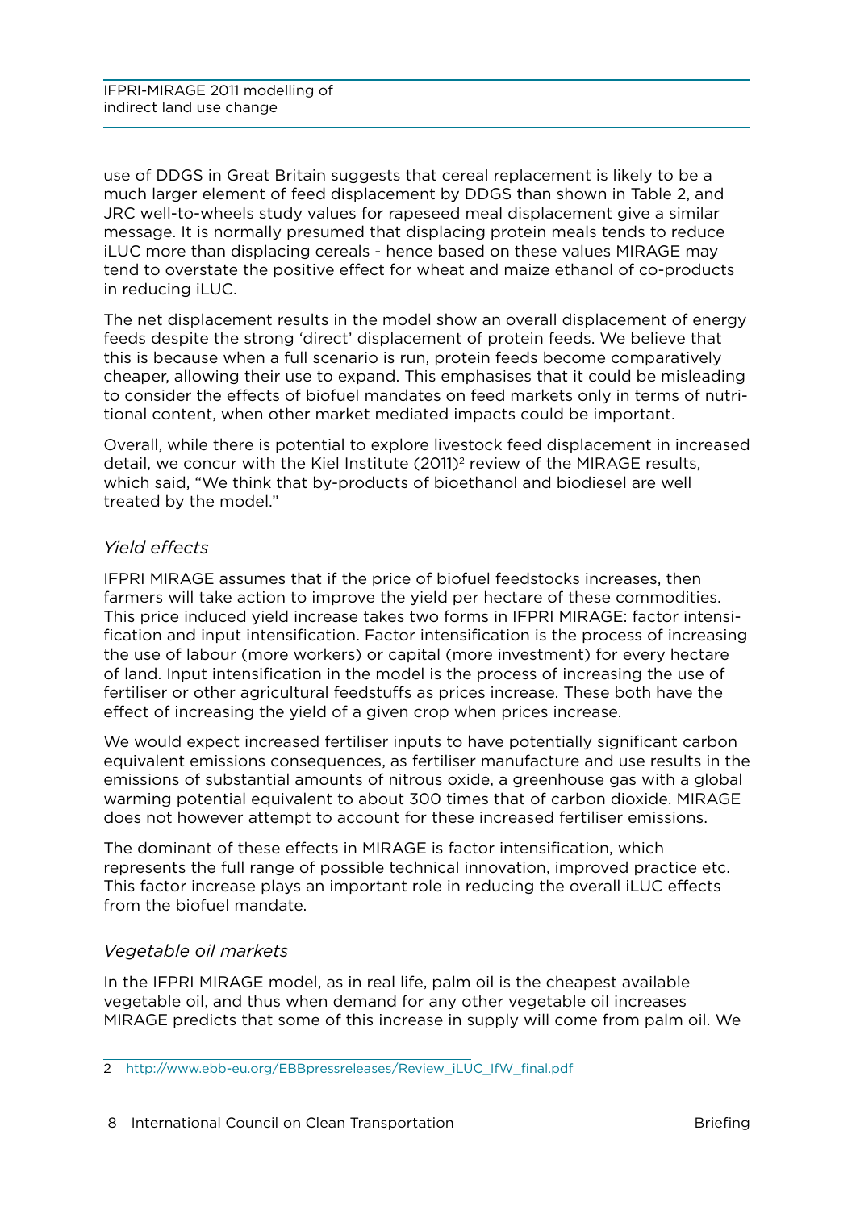use of DDGS in Great Britain suggests that cereal replacement is likely to be a much larger element of feed displacement by DDGS than shown in Table 2, and JRC well-to-wheels study values for rapeseed meal displacement give a similar message. It is normally presumed that displacing protein meals tends to reduce iLUC more than displacing cereals - hence based on these values MIRAGE may tend to overstate the positive effect for wheat and maize ethanol of co-products in reducing iLUC.

The net displacement results in the model show an overall displacement of energy feeds despite the strong 'direct' displacement of protein feeds. We believe that this is because when a full scenario is run, protein feeds become comparatively cheaper, allowing their use to expand. This emphasises that it could be misleading to consider the effects of biofuel mandates on feed markets only in terms of nutritional content, when other market mediated impacts could be important.

Overall, while there is potential to explore livestock feed displacement in increased detail, we concur with the Kiel Institute (2011)[2] review of the MIRAGE results, which said, "We think that by-products of bioethanol and biodiesel are well treated by the model."

### *Yield effects*

IFPRI MIRAGE assumes that if the price of biofuel feedstocks increases, then farmers will take action to improve the yield per hectare of these commodities. This price induced yield increase takes two forms in IFPRI MIRAGE: factor intensification and input intensification. Factor intensification is the process of increasing the use of labour (more workers) or capital (more investment) for every hectare of land. Input intensification in the model is the process of increasing the use of fertiliser or other agricultural feedstuffs as prices increase. These both have the effect of increasing the yield of a given crop when prices increase.

We would expect increased fertiliser inputs to have potentially significant carbon equivalent emissions consequences, as fertiliser manufacture and use results in the emissions of substantial amounts of nitrous oxide, a greenhouse gas with a global warming potential equivalent to about 300 times that of carbon dioxide. MIRAGE does not however attempt to account for these increased fertiliser emissions.

The dominant of these effects in MIRAGE is factor intensification, which represents the full range of possible technical innovation, improved practice etc. This factor increase plays an important role in reducing the overall iLUC effects from the biofuel mandate.

### *Vegetable oil markets*

In the IFPRI MIRAGE model, as in real life, palm oil is the cheapest available vegetable oil, and thus when demand for any other vegetable oil increases MIRAGE predicts that some of this increase in supply will come from palm oil. We

---

2 http://www.ebb-eu.org/EBBpressreleases/Review_iLUC_IfW_final.pdf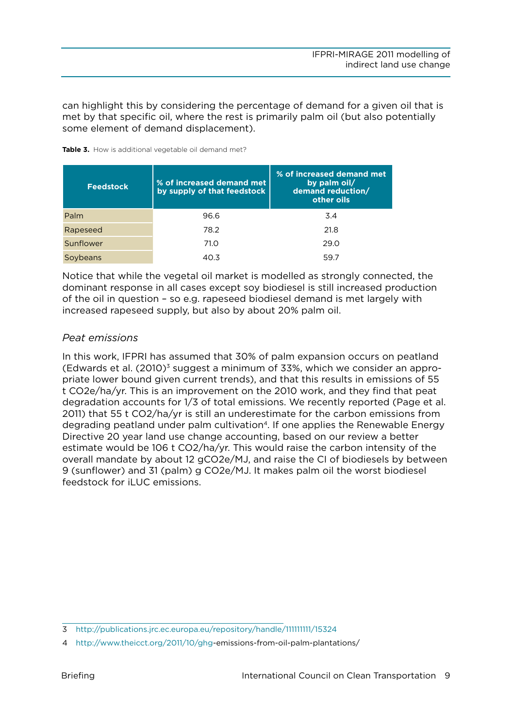can highlight this by considering the percentage of demand for a given oil that is met by that specific oil, where the rest is primarily palm oil (but also potentially some element of demand displacement).

**Table 3.** How is additional vegetable oil demand met?

| Feedstock | % of increased demand met by supply of that feedstock | % of increased demand met by palm oil/ demand reduction/ other oils |
|---|---|---|
| Palm | 96.6 | 3.4 |
| Rapeseed | 78.2 | 21.8 |
| Sunflower | 71.0 | 29.0 |
| Soybeans | 40.3 | 59.7 |

Notice that while the vegetal oil market is modelled as strongly connected, the dominant response in all cases except soy biodiesel is still increased production of the oil in question – so e.g. rapeseed biodiesel demand is met largely with increased rapeseed supply, but also by about 20% palm oil.

### *Peat emissions*

In this work, IFPRI has assumed that 30% of palm expansion occurs on peatland (Edwards et al. (2010)[3] suggest a minimum of 33%, which we consider an appropriate lower bound given current trends), and that this results in emissions of 55 t $CO_2e$/ha/yr. This is an improvement on the 2010 work, and they find that peat degradation accounts for 1/3 of total emissions. We recently reported (Page et al. 2011) that 55 t $CO_2$/ha/yr is still an underestimate for the carbon emissions from degrading peatland under palm cultivation[4]. If one applies the Renewable Energy Directive 20 year land use change accounting, based on our review a better estimate would be 106 t $CO_2$/ha/yr. This would raise the carbon intensity of the overall mandate by about 12 g$CO_2e$/MJ, and raise the CI of biodiesels by between 9 (sunflower) and 31 (palm) g $CO_2e$/MJ. It makes palm oil the worst biodiesel feedstock for iLUC emissions.

---

3 http://publications.jrc.ec.europa.eu/repository/handle/111111111/15324

4 http://www.theicct.org/2011/10/ghg-emissions-from-oil-palm-plantations/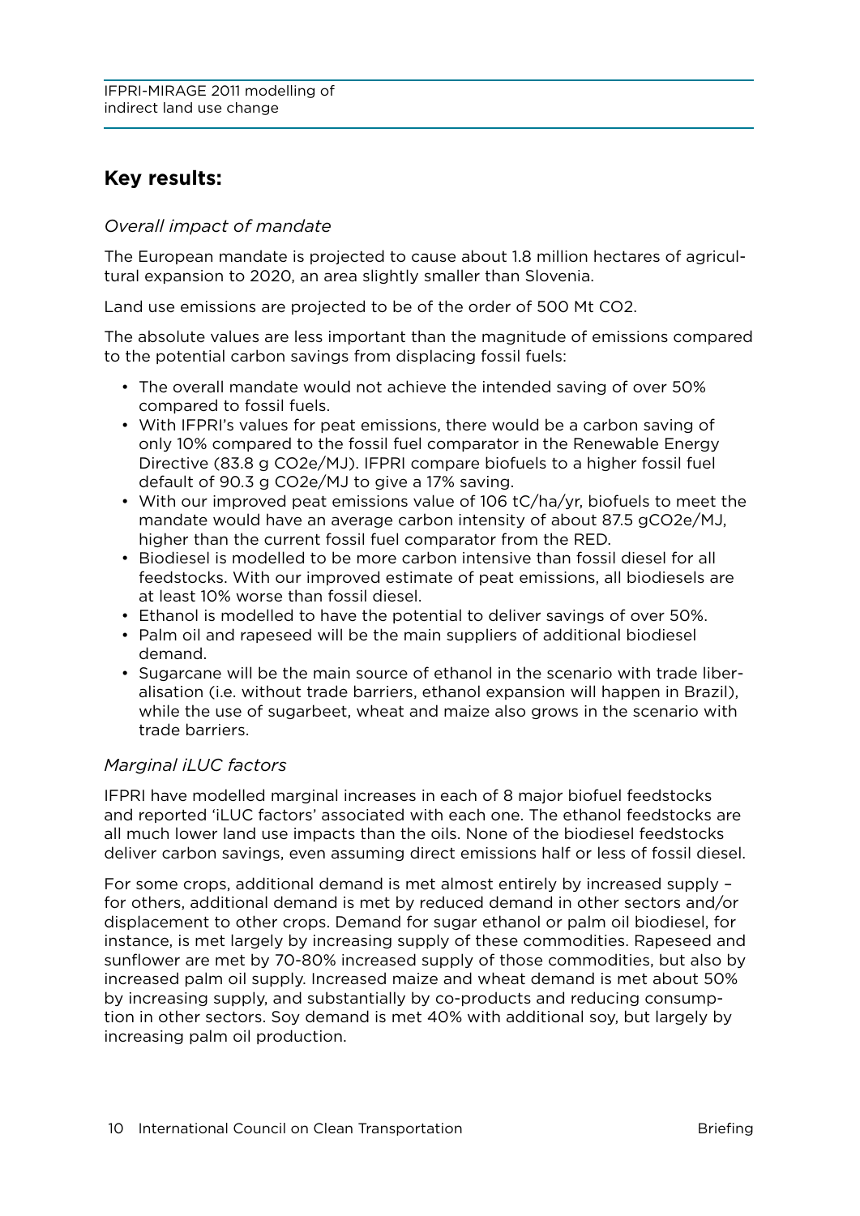## Key results:

*Overall impact of mandate*

The European mandate is projected to cause about 1.8 million hectares of agricultural expansion to 2020, an area slightly smaller than Slovenia.

Land use emissions are projected to be of the order of 500 Mt $CO_2$.

The absolute values are less important than the magnitude of emissions compared to the potential carbon savings from displacing fossil fuels:

- The overall mandate would not achieve the intended saving of over 50% compared to fossil fuels.
- With IFPRI's values for peat emissions, there would be a carbon saving of only 10% compared to the fossil fuel comparator in the Renewable Energy Directive (83.8 g $CO_2e$/MJ). IFPRI compare biofuels to a higher fossil fuel default of 90.3 g $CO_2e$/MJ to give a 17% saving.
- With our improved peat emissions value of 106 tC/ha/yr, biofuels to meet the mandate would have an average carbon intensity of about 87.5 g$CO_2e$/MJ, higher than the current fossil fuel comparator from the RED.
- Biodiesel is modelled to be more carbon intensive than fossil diesel for all feedstocks. With our improved estimate of peat emissions, all biodiesels are at least 10% worse than fossil diesel.
- Ethanol is modelled to have the potential to deliver savings of over 50%.
- Palm oil and rapeseed will be the main suppliers of additional biodiesel demand.
- Sugarcane will be the main source of ethanol in the scenario with trade liberalisation (i.e. without trade barriers, ethanol expansion will happen in Brazil), while the use of sugarbeet, wheat and maize also grows in the scenario with trade barriers.

*Marginal iLUC factors*

IFPRI have modelled marginal increases in each of 8 major biofuel feedstocks and reported 'iLUC factors' associated with each one. The ethanol feedstocks are all much lower land use impacts than the oils. None of the biodiesel feedstocks deliver carbon savings, even assuming direct emissions half or less of fossil diesel.

For some crops, additional demand is met almost entirely by increased supply – for others, additional demand is met by reduced demand in other sectors and/or displacement to other crops. Demand for sugar ethanol or palm oil biodiesel, for instance, is met largely by increasing supply of these commodities. Rapeseed and sunflower are met by 70-80% increased supply of those commodities, but also by increased palm oil supply. Increased maize and wheat demand is met about 50% by increasing supply, and substantially by co-products and reducing consumption in other sectors. Soy demand is met 40% with additional soy, but largely by increasing palm oil production.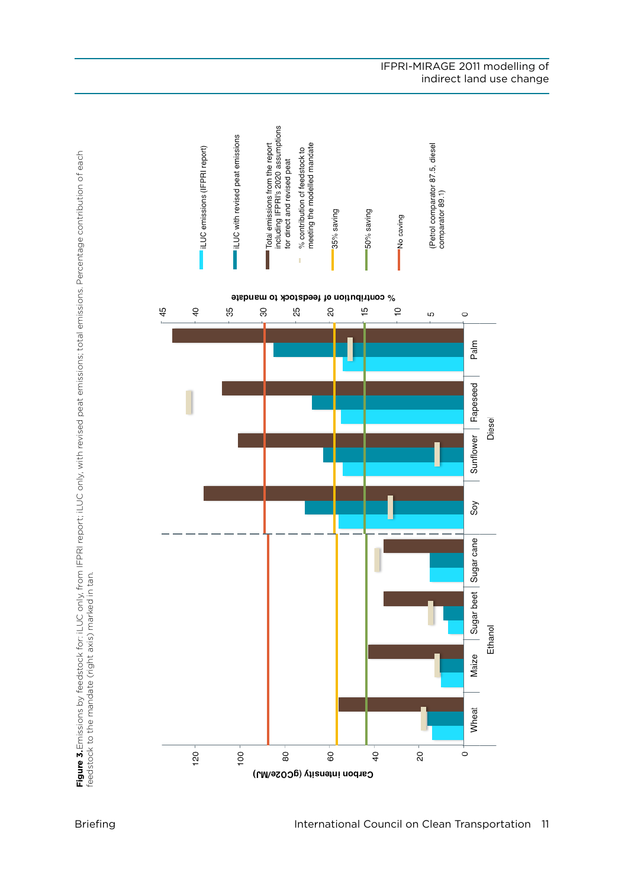**Figure 3.** Emissions by feedstock for: iLUC only, from IFPRI report; iLUC only, with revised peat emissions; total emissions. Percentage contribution of each feedstock to the mandate (right axis) marked in tan.

Carbon intensity (gCO2e/MJ)

% contribution of feedstock to mandate

Wheat | Maize | Sugar beet | Sugar cane — Ethanol

Soy | Sunflower | Fapeseed | Palm — Diesel

- iLUC emissions (IFPRI report)
- iLUC with revised peat emissions
- Total emissions from the report including IFPRI's 2020 assumptions for direct and revised peat
- % contribution of feedstock to meeting the modelled mandate
- 35% saving
- 50% saving
- No saving

(Petrol comparator 87.5, diesel comparator 89.1)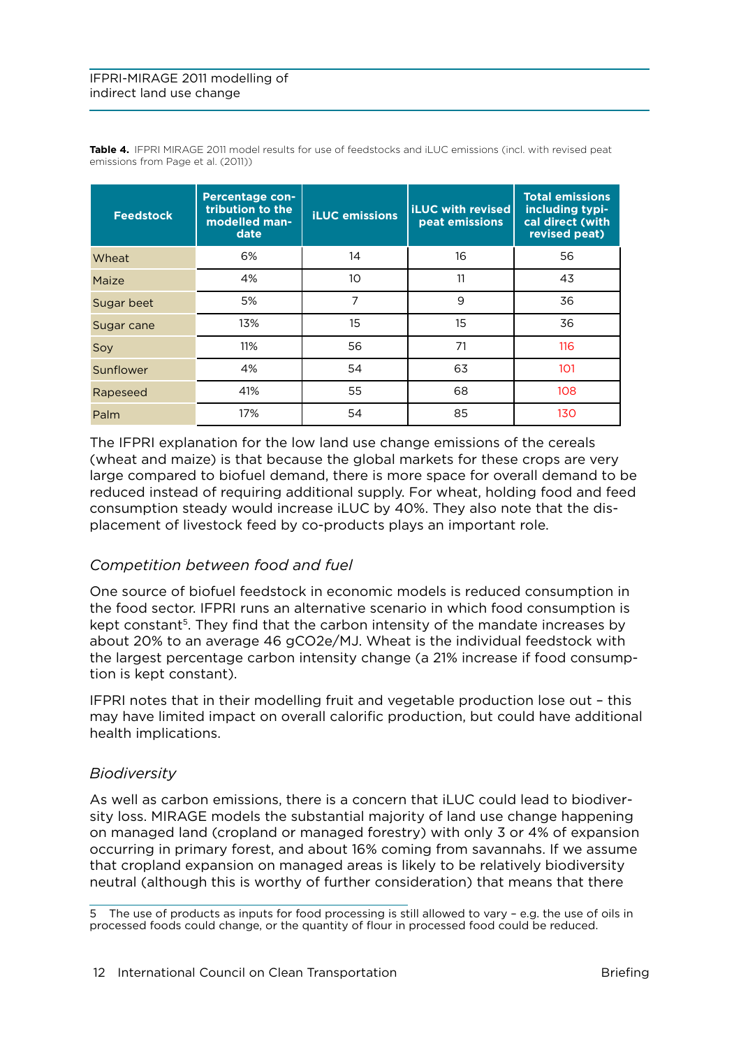**Table 4.** IFPRI MIRAGE 2011 model results for use of feedstocks and iLUC emissions (incl. with revised peat emissions from Page et al. (2011))

| Feedstock | Percentage contribution to the modelled mandate | iLUC emissions | iLUC with revised peat emissions | Total emissions including typical direct (with revised peat) |
|---|---|---|---|---|
| Wheat | 6% | 14 | 16 | 56 |
| Maize | 4% | 10 | 11 | 43 |
| Sugar beet | 5% | 7 | 9 | 36 |
| Sugar cane | 13% | 15 | 15 | 36 |
| Soy | 11% | 56 | 71 | 116 |
| Sunflower | 4% | 54 | 63 | 101 |
| Rapeseed | 41% | 55 | 68 | 108 |
| Palm | 17% | 54 | 85 | 130 |

The IFPRI explanation for the low land use change emissions of the cereals (wheat and maize) is that because the global markets for these crops are very large compared to biofuel demand, there is more space for overall demand to be reduced instead of requiring additional supply. For wheat, holding food and feed consumption steady would increase iLUC by 40%. They also note that the displacement of livestock feed by co-products plays an important role.

### *Competition between food and fuel*

One source of biofuel feedstock in economic models is reduced consumption in the food sector. IFPRI runs an alternative scenario in which food consumption is kept constant[5]. They find that the carbon intensity of the mandate increases by about 20% to an average 46 gCO2e/MJ. Wheat is the individual feedstock with the largest percentage carbon intensity change (a 21% increase if food consumption is kept constant).

IFPRI notes that in their modelling fruit and vegetable production lose out – this may have limited impact on overall calorific production, but could have additional health implications.

### *Biodiversity*

As well as carbon emissions, there is a concern that iLUC could lead to biodiversity loss. MIRAGE models the substantial majority of land use change happening on managed land (cropland or managed forestry) with only 3 or 4% of expansion occurring in primary forest, and about 16% coming from savannahs. If we assume that cropland expansion on managed areas is likely to be relatively biodiversity neutral (although this is worthy of further consideration) that means that there

5 The use of products as inputs for food processing is still allowed to vary – e.g. the use of oils in processed foods could change, or the quantity of flour in processed food could be reduced.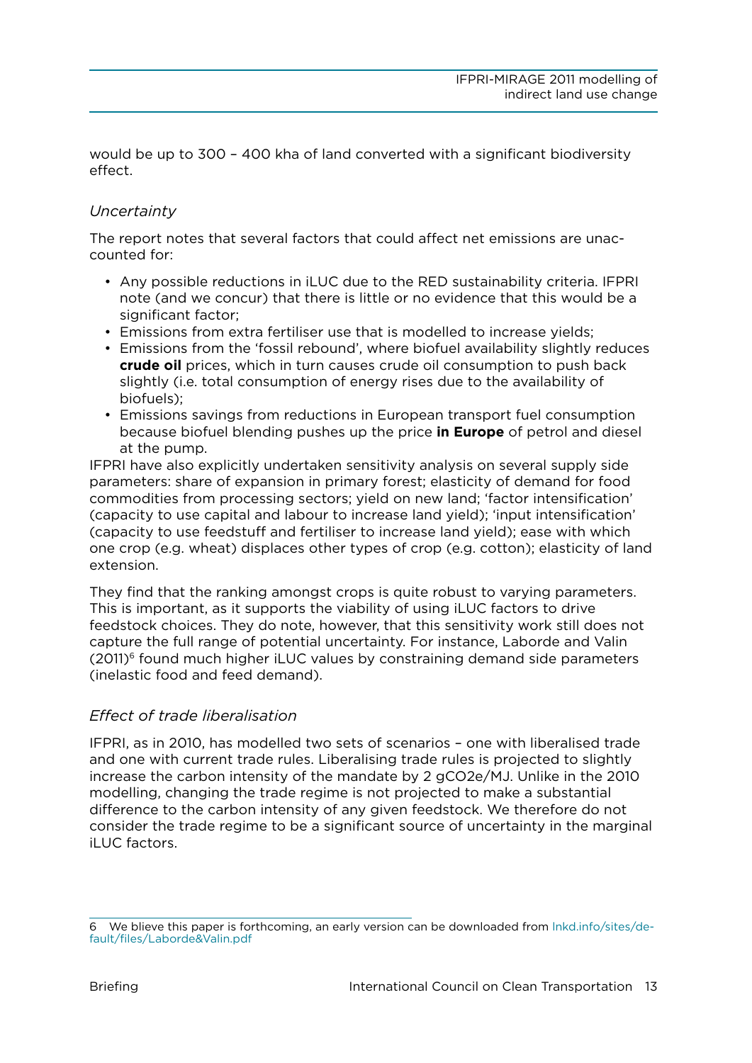would be up to 300 – 400 kha of land converted with a significant biodiversity effect.

### *Uncertainty*

The report notes that several factors that could affect net emissions are unaccounted for:

- Any possible reductions in iLUC due to the RED sustainability criteria. IFPRI note (and we concur) that there is little or no evidence that this would be a significant factor;
- Emissions from extra fertiliser use that is modelled to increase yields;
- Emissions from the 'fossil rebound', where biofuel availability slightly reduces **crude oil** prices, which in turn causes crude oil consumption to push back slightly (i.e. total consumption of energy rises due to the availability of biofuels);
- Emissions savings from reductions in European transport fuel consumption because biofuel blending pushes up the price **in Europe** of petrol and diesel at the pump.

IFPRI have also explicitly undertaken sensitivity analysis on several supply side parameters: share of expansion in primary forest; elasticity of demand for food commodities from processing sectors; yield on new land; 'factor intensification' (capacity to use capital and labour to increase land yield); 'input intensification' (capacity to use feedstuff and fertiliser to increase land yield); ease with which one crop (e.g. wheat) displaces other types of crop (e.g. cotton); elasticity of land extension.

They find that the ranking amongst crops is quite robust to varying parameters. This is important, as it supports the viability of using iLUC factors to drive feedstock choices. They do note, however, that this sensitivity work still does not capture the full range of potential uncertainty. For instance, Laborde and Valin (2011)[6] found much higher iLUC values by constraining demand side parameters (inelastic food and feed demand).

### *Effect of trade liberalisation*

IFPRI, as in 2010, has modelled two sets of scenarios – one with liberalised trade and one with current trade rules. Liberalising trade rules is projected to slightly increase the carbon intensity of the mandate by 2 gCO2e/MJ. Unlike in the 2010 modelling, changing the trade regime is not projected to make a substantial difference to the carbon intensity of any given feedstock. We therefore do not consider the trade regime to be a significant source of uncertainty in the marginal iLUC factors.

---

6 We blieve this paper is forthcoming, an early version can be downloaded from lnkd.info/sites/default/files/Laborde&Valin.pdf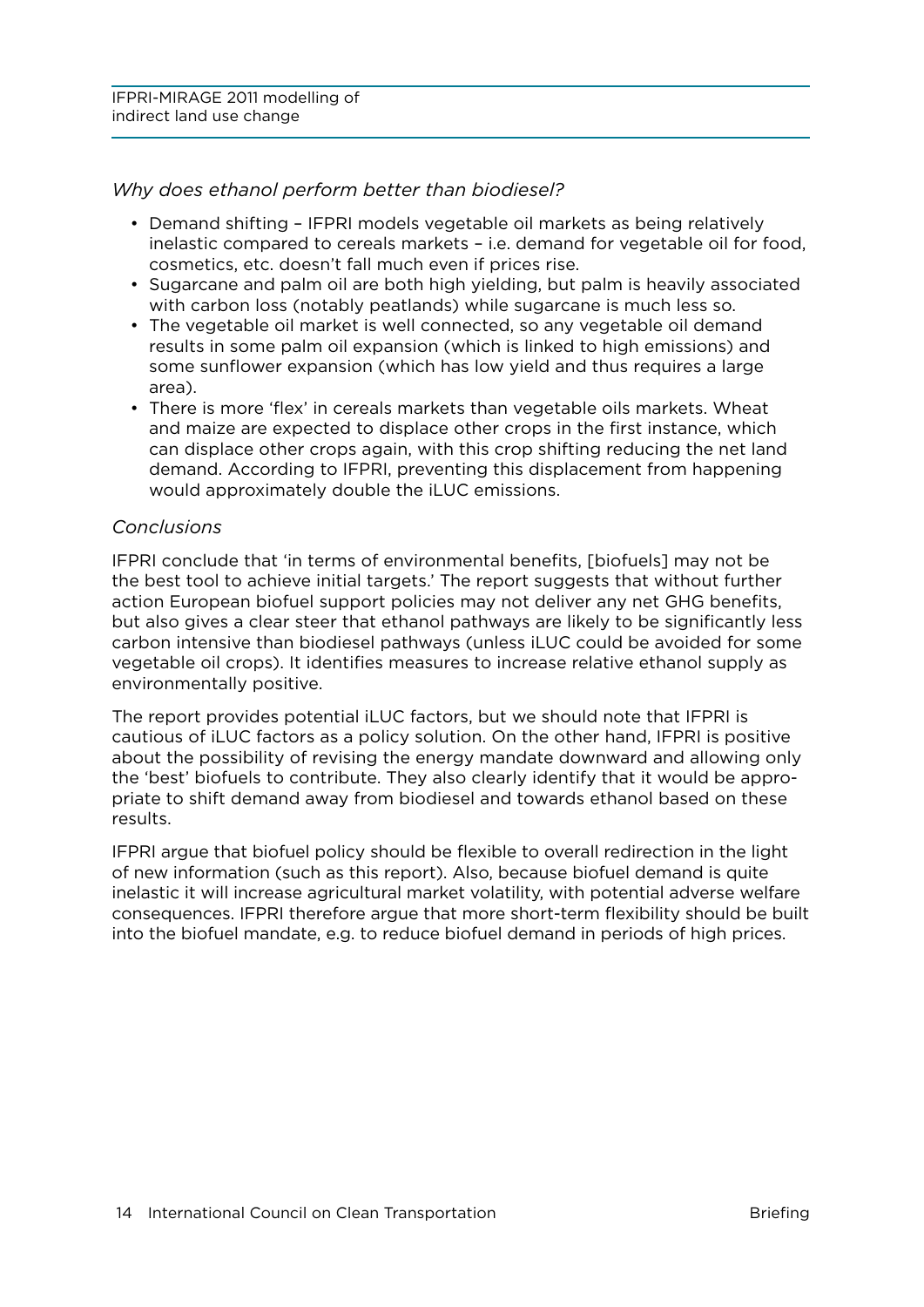*Why does ethanol perform better than biodiesel?*

- Demand shifting – IFPRI models vegetable oil markets as being relatively inelastic compared to cereals markets – i.e. demand for vegetable oil for food, cosmetics, etc. doesn't fall much even if prices rise.
- Sugarcane and palm oil are both high yielding, but palm is heavily associated with carbon loss (notably peatlands) while sugarcane is much less so.
- The vegetable oil market is well connected, so any vegetable oil demand results in some palm oil expansion (which is linked to high emissions) and some sunflower expansion (which has low yield and thus requires a large area).
- There is more 'flex' in cereals markets than vegetable oils markets. Wheat and maize are expected to displace other crops in the first instance, which can displace other crops again, with this crop shifting reducing the net land demand. According to IFPRI, preventing this displacement from happening would approximately double the iLUC emissions.

*Conclusions*

IFPRI conclude that 'in terms of environmental benefits, [biofuels] may not be the best tool to achieve initial targets.' The report suggests that without further action European biofuel support policies may not deliver any net GHG benefits, but also gives a clear steer that ethanol pathways are likely to be significantly less carbon intensive than biodiesel pathways (unless iLUC could be avoided for some vegetable oil crops). It identifies measures to increase relative ethanol supply as environmentally positive.

The report provides potential iLUC factors, but we should note that IFPRI is cautious of iLUC factors as a policy solution. On the other hand, IFPRI is positive about the possibility of revising the energy mandate downward and allowing only the 'best' biofuels to contribute. They also clearly identify that it would be appropriate to shift demand away from biodiesel and towards ethanol based on these results.

IFPRI argue that biofuel policy should be flexible to overall redirection in the light of new information (such as this report). Also, because biofuel demand is quite inelastic it will increase agricultural market volatility, with potential adverse welfare consequences. IFPRI therefore argue that more short-term flexibility should be built into the biofuel mandate, e.g. to reduce biofuel demand in periods of high prices.